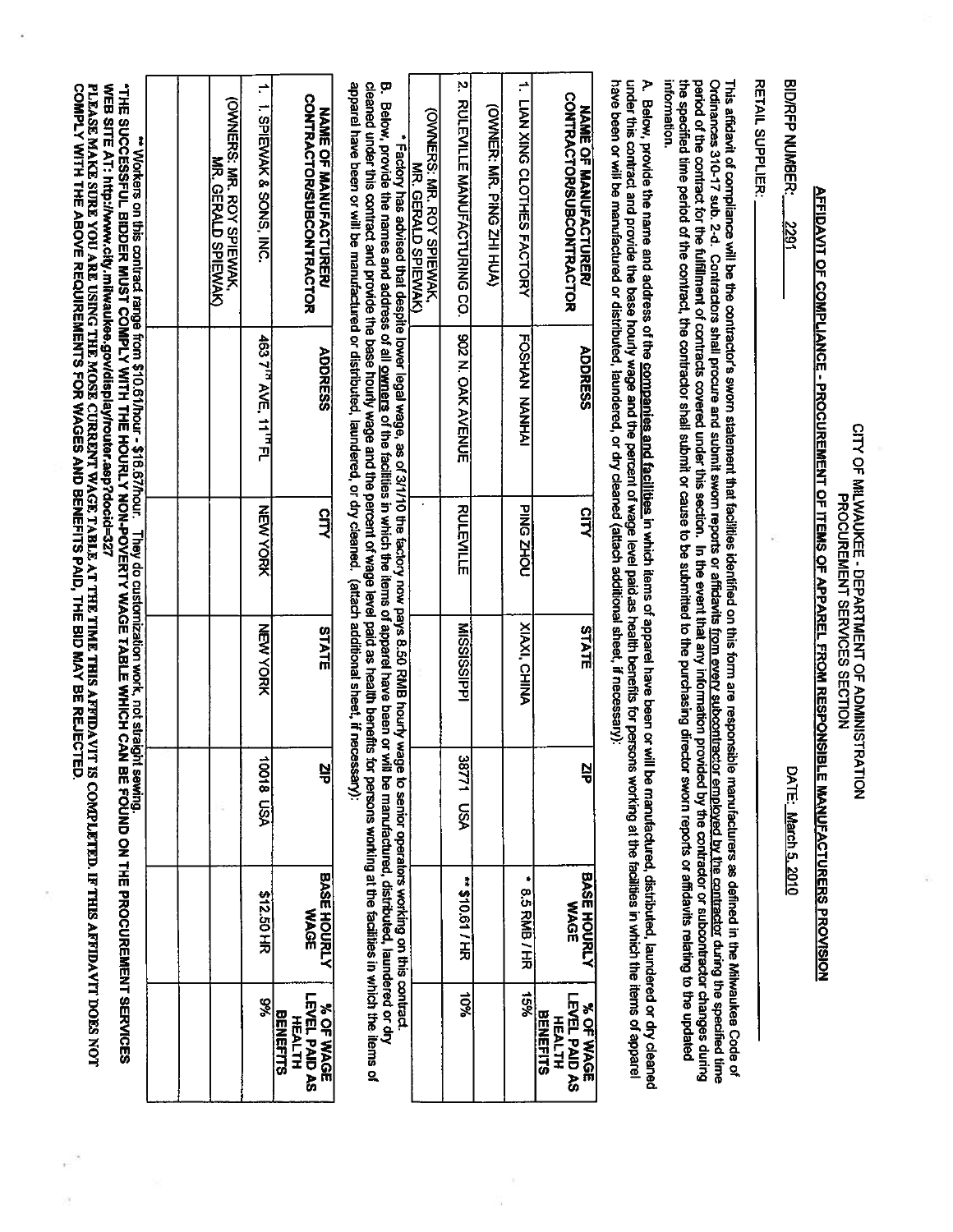CITY OF MILWAUKEE - DEPARTMENT OF ADMINISTRATION
PROCUREMENT SERVICES SECTION

**AFFIDAVIT OF COMPLIANCE - PROCUREMENT OF ITEMS OF APPAREL FROM RESPONSIBLE MANUFACTURERS PROVISION**

BID/RFP NUMBER: 2291 DATE: March 5, 2010

RETAIL SUPPLIER: ______________

This affidavit of compliance will be the contractor's sworn statement that facilities identified on this form are responsible manufacturers as defined in the Milwaukee Code of Ordinances 310-17 sub. 2-d. Contractors shall procure and submit sworn reports or affidavits from every subcontractor employed by the contractor during the specified time period of the contract for the fulfillment of contracts covered under this section. In the event that any information provided by the contractor or subcontractor changes during the specified time period of the contract, the contractor shall submit or cause to be submitted to the purchasing director sworn reports or affidavits relating to the updated information.

A. Below, provide the name and address of the companies and facilities in which items of apparel have been or will be manufactured, distributed, laundered or dry cleaned under this contract and provide the base hourly wage and the percent of wage level paid as health benefits for persons working at the facilities in which the items of apparel have been or will be manufactured or distributed, laundered, or dry cleaned (attach additional sheet, if necessary):

| NAME OF MANUFACTURER/ CONTRACTOR/SUBCONTRACTOR | ADDRESS | CITY | STATE | ZIP | BASE HOURLY WAGE | % OF WAGE LEVEL PAID AS HEALTH BENEFITS |
|---|---|---|---|---|---|---|
| 1. LIAN XING CLOTHES FACTORY | FOSHAN NANHAI | PING ZHOU | XIAXI, CHINA | | * 8.5 RMB / HR | 15% |
| (OWNER: MR. PING ZHI HUA) | | | | | | |
| 2. RULEVILLE MANUFACTURING CO. | 902 N. OAK AVENUE | RULEVILLE | MISSISSIPPI | 38771 USA | ** $10.61 / HR | 10% |
| (OWNERS: MR. ROY SPIEWAK, MR. GERALD SPIEWAK) | | | | | | |

* Factory has advised that despite lower legal wage, as of 3/1/10 the factory now pays 8.50 RMB hourly wage to senior operators working on this contract.

B. Below, provide the names and address of all owners of the facilities in which the items of apparel have been or will be manufactured, distributed, laundered or dry cleaned under this contract and provide the base hourly wage and the percent of wage level paid as health benefits for persons working at the facilities in which the items of apparel have been or will be manufactured or distributed, laundered, or dry cleaned. (attach additional sheet, if necessary):

| NAME OF MANUFACTURER/ CONTRACTOR/SUBCONTRACTOR | ADDRESS | CITY | STATE | ZIP | BASE HOURLY WAGE | % OF WAGE LEVEL PAID AS HEALTH BENEFITS |
|---|---|---|---|---|---|---|
| 1. 1. SPIEWAK & SONS, INC. | 463 7TH AVE, 11TH FL | NEW YORK | NEW YORK | 10018 USA | $12.50 HR | 9% |
| (OWNERS: MR. ROY SPIEWAK, MR. GERALD SPIEWAK) | | | | | | |
| | | | | | | |
| | | | | | | |

** Workers on this contract range from $10.61/hour - $16.67/hour. They do customization work, not straight sewing.

*THE SUCCESSFUL BIDDER MUST COMPLY WITH THE HOURLY NON-POVERTY WAGE TABLE WHICH CAN BE FOUND ON THE PROCUREMENT SERVICES WEB SITE AT: http://www.city.milwaukee.gov/display/router.asp?docid=327
**PLEASE MAKE SURE YOU ARE USING THE MOSE CURRENT WAGE TABLE AT THE TIME THIS AFFIDAVIT IS COMPLETED. IF THIS AFFIDAVIT DOES NOT COMPLY WITH THE ABOVE REQUIREMENTS FOR WAGES AND BENEFITS PAID, THE BID MAY BE REJECTED.**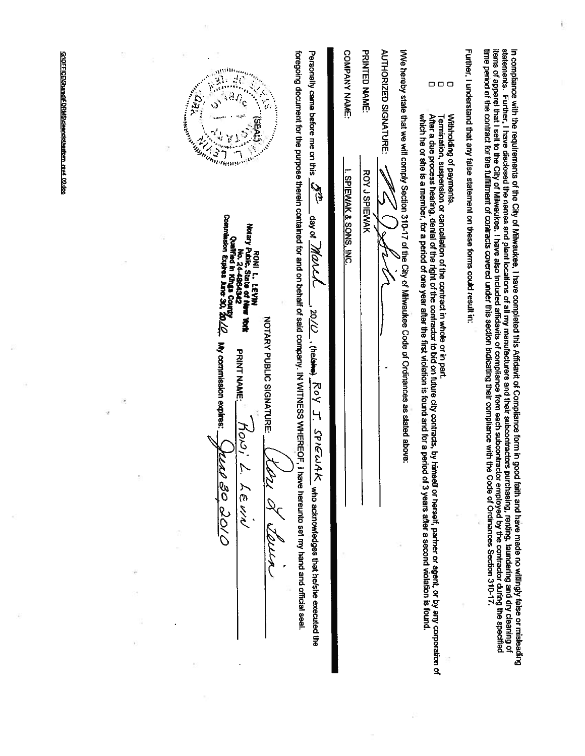In compliance with the requirements of the City of Milwaukee, I have completed this Affidavit of Compliance form in good faith and have made no willingly false or misleading statements. Further, I have disclosed the names and plant locations of all my manufacturers and their subcontractors purchasing, renting, laundering and dry cleaning of items of apparel that I sell to the City of Milwaukee. I have also included affidavits of compliance from each subcontractor employed by the contractor during the specified time period of the contract for the fulfillment of contracts covered under this section indicating their compliance with the Code of Ordinances Section 310-17.

Further, I understand that any false statement on these forms could result in:

- ☐ Withholding of payments.
- ☐ Termination, suspension or cancellation of the contract in whole or in part.
- ☐ After a due process hearing, denial of the right of the contractor to bid on future city contracts, by himself or herself, partner or agent, or by any corporation of which he or she is a member, for a period of one year after the first violation is found and for a period of 3 years after a second violation is found.

I/We hereby state that we will comply Section 310-17 of the City of Milwaukee Code of Ordinances as stated above:

AUTHORIZED SIGNATURE: [signature]

PRINTED NAME: ROY J SPIEWAK

COMPANY NAME: I. SPIEWAK & SONS, INC.

Personally came before me on this 5th day of March, 20 10, (he/she) ROY J. SPIEWAK who acknowledges that he/she executed the foregoing document for the purpose therein contained for and on behalf of said company. IN WITNESS WHEREOF, I have hereunto set my hand and official seal.

NOTARY PUBLIC SIGNATURE: [signature]

PRINT NAME: Roni L. Levin

My commission expires: June 30, 2010

(SEAL)

RONI L. LEVIN
Notary Public, State of New York
No. 24-4864342
Qualified in Kings County
Commission Expires June 30, 2010

S:\OFFICE\Shared\FORMS\Sweatshopform_rev4 09.doc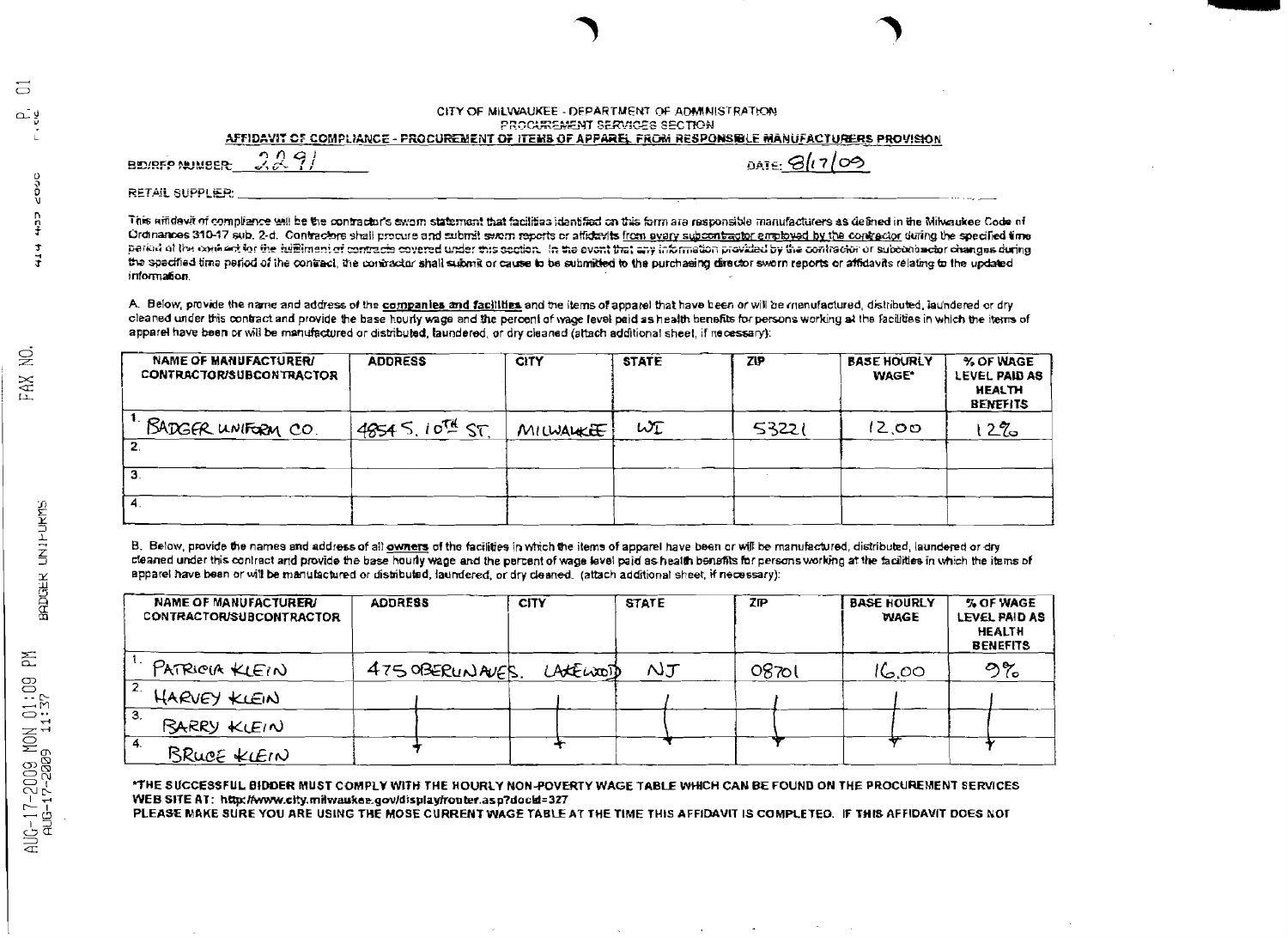CITY OF MILWAUKEE - DEPARTMENT OF ADMINISTRATION
PROCUREMENT SERVICES SECTION

**AFFIDAVIT OF COMPLIANCE - PROCUREMENT OF ITEMS OF APPAREL FROM RESPONSIBLE MANUFACTURERS PROVISION**

BID/RFP NUMBER: 2291 DATE: 8/17/09

RETAIL SUPPLIER: ______

This affidavit of compliance will be the contractor's sworn statement that facilities identified on this form are responsible manufacturers as defined in the Milwaukee Code of Ordinances 310-17 sub. 2-d. Contractors shall procure and submit sworn reports or affidavits from every subcontractor employed by the contractor during the specified time period of the contract for the fulfillment of contracts covered under this section. In the event that any information provided by the contractor or subcontractor changes during the specified time period of the contract, the contractor shall submit or cause to be submitted to the purchasing director sworn reports or affidavits relating to the updated information.

A. Below, provide the name and address of the **companies and facilities** and the items of apparel that have been or will be manufactured, distributed, laundered or dry cleaned under this contract and provide the base hourly wage and the percent of wage level paid as health benefits for persons working at the facilities in which the items of apparel have been or will be manufactured or distributed, laundered, or dry cleaned (attach additional sheet, if necessary):

| NAME OF MANUFACTURER/ CONTRACTOR/SUBCONTRACTOR | ADDRESS | CITY | STATE | ZIP | BASE HOURLY WAGE* | % OF WAGE LEVEL PAID AS HEALTH BENEFITS |
|---|---|---|---|---|---|---|
| 1. BADGER UNIFORM CO. | 4854 S. 10TH ST. | MILWAUKEE | WI | 53221 | 12.00 | 12% |
| 2. | | | | | | |
| 3. | | | | | | |
| 4. | | | | | | |

B. Below, provide the names and address of all **owners** of the facilities in which the items of apparel have been or will be manufactured, distributed, laundered or dry cleaned under this contract and provide the base hourly wage and the percent of wage level paid as health benefits for persons working at the facilities in which the items of apparel have been or will be manufactured or distributed, laundered, or dry cleaned. (attach additional sheet, if necessary):

| NAME OF MANUFACTURER/ CONTRACTOR/SUBCONTRACTOR | ADDRESS | CITY | STATE | ZIP | BASE HOURLY WAGE | % OF WAGE LEVEL PAID AS HEALTH BENEFITS |
|---|---|---|---|---|---|---|
| 1. PATRICIA KLEIN | 475 OBERLIN AVE S. | LAKEWOOD | NJ | 08701 | 16.00 | 9% |
| 2. HARVEY KLEIN | ↓ | ↓ | ↓ | ↓ | ↓ | ↓ |
| 3. BARRY KLEIN | ↓ | ↓ | ↓ | ↓ | ↓ | ↓ |
| 4. BRUCE KLEIN | ↓ | ↓ | ↓ | ↓ | ↓ | ↓ |

*THE SUCCESSFUL BIDDER MUST COMPLY WITH THE HOURLY NON-POVERTY WAGE TABLE WHICH CAN BE FOUND ON THE PROCUREMENT SERVICES WEB SITE AT: http://www.city.milwaukee.gov/display/router.asp?docid=327

PLEASE MAKE SURE YOU ARE USING THE MOSE CURRENT WAGE TABLE AT THE TIME THIS AFFIDAVIT IS COMPLETED. IF THIS AFFIDAVIT DOES NOT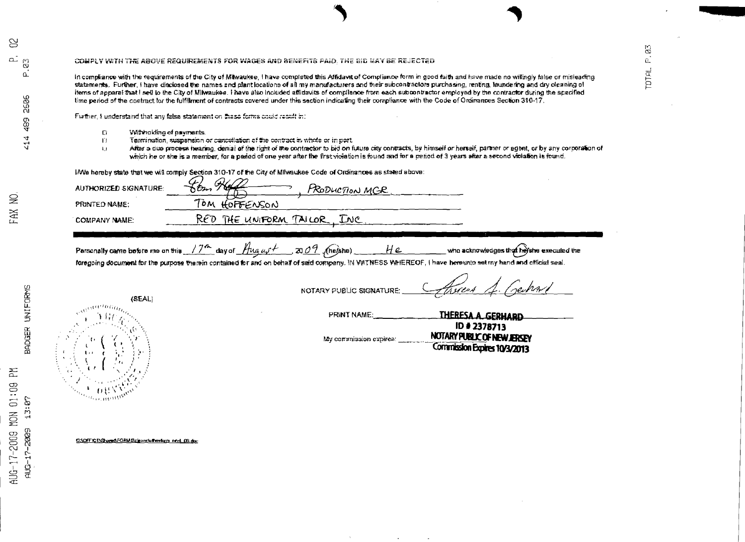COMPLY WITH THE ABOVE REQUIREMENTS FOR WAGES AND BENEFITS PAID, THE BID MAY BE REJECTED

In compliance with the requirements of the City of Milwaukee, I have completed this Affidavit of Compliance form in good faith and have made no willingly false or misleading statements. Further, I have disclosed the names and plant locations of all my manufacturers and their subcontractors purchasing, renting, laundering and dry cleaning of items of apparel that I sell to the City of Milwaukee. I have also included affidavits of compliance from each subcontractor employed by the contractor during the specified time period of the contract for the fulfillment of contracts covered under this section indicating their compliance with the Code of Ordinances Section 310-17.

Further, I understand that any false statement on these forms could result in:

- Withholding of payments.
- Termination, suspension or cancellation of the contract in whole or in part.
- After a due process hearing, denial of the right of the contractor to bid on future city contracts, by himself or herself, partner or agent, or by any corporation of which he or she is a member, for a period of one year after the first violation is found and for a period of 3 years after a second violation is found.

I/We hereby state that we will comply Section 310-17 of the City of Milwaukee Code of Ordinances as stated above:

AUTHORIZED SIGNATURE: [signature], PRODUCTION MGR.

PRINTED NAME: TOM HOFFENSON

COMPANY NAME: RED THE UNIFORM TAILOR, INC.

---

Personally came before me on this 17th day of August, 2009, (he/she) He who acknowledges that he/she executed the foregoing document for the purpose therein contained for and on behalf of said company. IN WITNESS WHEREOF, I have hereunto set my hand and official seal.

(SEAL)

NOTARY PUBLIC SIGNATURE: [signature]

PRINT NAME: THERESA A. GERHARD

ID # 2378713

My commission expires: NOTARY PUBLIC OF NEW JERSEY
Commission Expires 10/3/2013

G:\OFFICE\Shared\FORMS\cleancluthesform_rev4_09.doc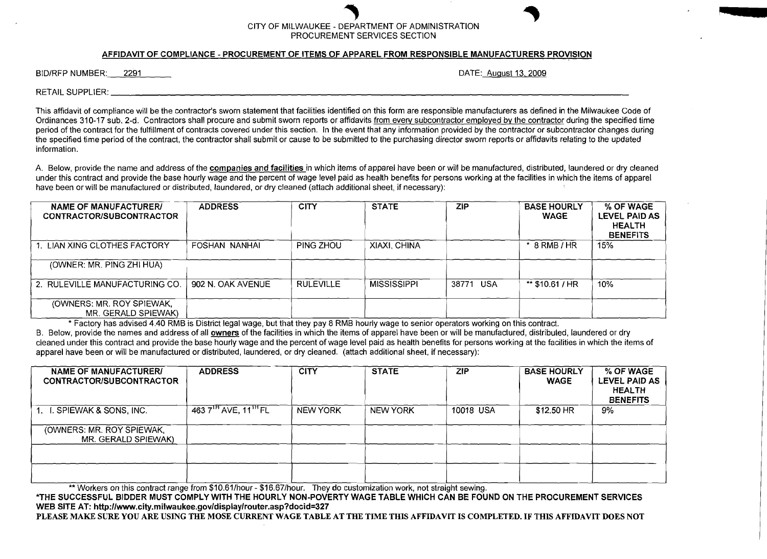CITY OF MILWAUKEE - DEPARTMENT OF ADMINISTRATION
PROCUREMENT SERVICES SECTION

## AFFIDAVIT OF COMPLIANCE - PROCUREMENT OF ITEMS OF APPAREL FROM RESPONSIBLE MANUFACTURERS PROVISION

BID/RFP NUMBER: 2291 DATE: August 13, 2009

RETAIL SUPPLIER: ______________________________

This affidavit of compliance will be the contractor's sworn statement that facilities identified on this form are responsible manufacturers as defined in the Milwaukee Code of Ordinances 310-17 sub. 2-d. Contractors shall procure and submit sworn reports or affidavits from every subcontractor employed by the contractor during the specified time period of the contract for the fulfillment of contracts covered under this section. In the event that any information provided by the contractor or subcontractor changes during the specified time period of the contract, the contractor shall submit or cause to be submitted to the purchasing director sworn reports or affidavits relating to the updated information.

A. Below, provide the name and address of the **companies and facilities** in which items of apparel have been or will be manufactured, distributed, laundered or dry cleaned under this contract and provide the base hourly wage and the percent of wage level paid as health benefits for persons working at the facilities in which the items of apparel have been or will be manufactured or distributed, laundered, or dry cleaned (attach additional sheet, if necessary):

| NAME OF MANUFACTURER/ CONTRACTOR/SUBCONTRACTOR | ADDRESS | CITY | STATE | ZIP | BASE HOURLY WAGE | % OF WAGE LEVEL PAID AS HEALTH BENEFITS |
|---|---|---|---|---|---|---|
| 1. LIAN XING CLOTHES FACTORY | FOSHAN NANHAI | PING ZHOU | XIAXI, CHINA | | * 8 RMB / HR | 15% |
| (OWNER: MR. PING ZHI HUA) | | | | | | |
| 2. RULEVILLE MANUFACTURING CO. | 902 N. OAK AVENUE | RULEVILLE | MISSISSIPPI | 38771 USA | ** $10.61 / HR | 10% |
| (OWNERS: MR. ROY SPIEWAK, MR. GERALD SPIEWAK) | | | | | | |

\* Factory has advised 4.40 RMB is District legal wage, but that they pay 8 RMB hourly wage to senior operators working on this contract.

B. Below, provide the names and address of all **owners** of the facilities in which the items of apparel have been or will be manufactured, distributed, laundered or dry cleaned under this contract and provide the base hourly wage and the percent of wage level paid as health benefits for persons working at the facilities in which the items of apparel have been or will be manufactured or distributed, laundered, or dry cleaned. (attach additional sheet, if necessary):

| NAME OF MANUFACTURER/ CONTRACTOR/SUBCONTRACTOR | ADDRESS | CITY | STATE | ZIP | BASE HOURLY WAGE | % OF WAGE LEVEL PAID AS HEALTH BENEFITS |
|---|---|---|---|---|---|---|
| 1. I. SPIEWAK & SONS, INC. | 463 7TH AVE, 11TH FL | NEW YORK | NEW YORK | 10018 USA | $12.50 HR | 9% |
| (OWNERS: MR. ROY SPIEWAK, MR. GERALD SPIEWAK) | | | | | | |
| | | | | | | |
| | | | | | | |

\*\* Workers on this contract range from $10.61/hour - $16.67/hour. They do customization work, not straight sewing.

**\*THE SUCCESSFUL BIDDER MUST COMPLY WITH THE HOURLY NON-POVERTY WAGE TABLE WHICH CAN BE FOUND ON THE PROCUREMENT SERVICES WEB SITE AT: http://www.city.milwaukee.gov/display/router.asp?docid=327**

**PLEASE MAKE SURE YOU ARE USING THE MOSE CURRENT WAGE TABLE AT THE TIME THIS AFFIDAVIT IS COMPLETED. IF THIS AFFIDAVIT DOES NOT**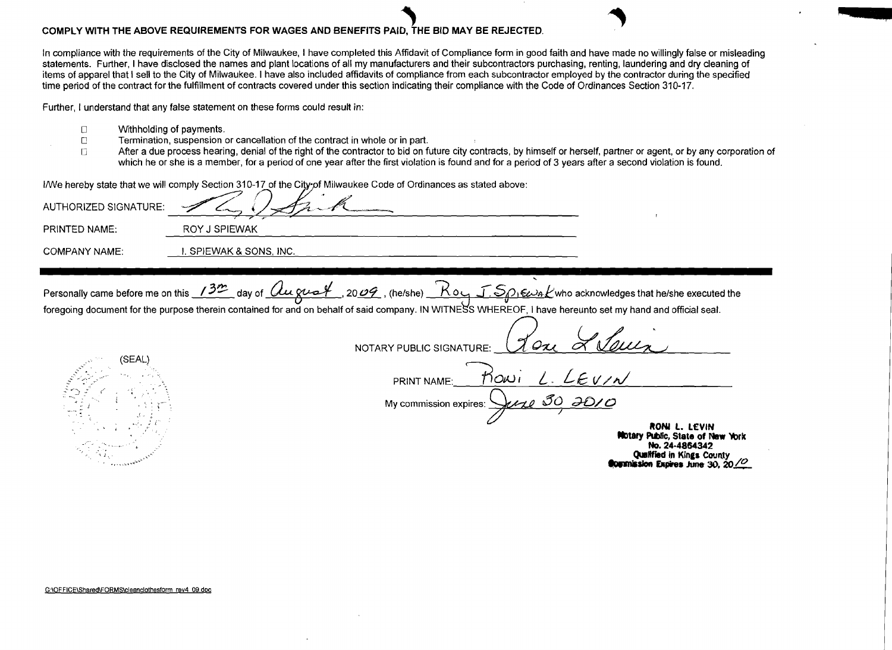**COMPLY WITH THE ABOVE REQUIREMENTS FOR WAGES AND BENEFITS PAID, THE BID MAY BE REJECTED.**

In compliance with the requirements of the City of Milwaukee, I have completed this Affidavit of Compliance form in good faith and have made no willingly false or misleading statements. Further, I have disclosed the names and plant locations of all my manufacturers and their subcontractors purchasing, renting, laundering and dry cleaning of items of apparel that I sell to the City of Milwaukee. I have also included affidavits of compliance from each subcontractor employed by the contractor during the specified time period of the contract for the fulfillment of contracts covered under this section indicating their compliance with the Code of Ordinances Section 310-17.

Further, I understand that any false statement on these forms could result in:

- ☐ Withholding of payments.
- ☐ Termination, suspension or cancellation of the contract in whole or in part.
- ☐ After a due process hearing, denial of the right of the contractor to bid on future city contracts, by himself or herself, partner or agent, or by any corporation of which he or she is a member, for a period of one year after the first violation is found and for a period of 3 years after a second violation is found.

I/We hereby state that we will comply Section 310-17 of the City of Milwaukee Code of Ordinances as stated above:

AUTHORIZED SIGNATURE: [signature]

PRINTED NAME: ROY J SPIEWAK

COMPANY NAME: I. SPIEWAK & SONS, INC.

---

Personally came before me on this 13th day of August, 2009, (he/she) Roy J. Spiewak who acknowledges that he/she executed the foregoing document for the purpose therein contained for and on behalf of said company. IN WITNESS WHEREOF, I have hereunto set my hand and official seal.

(SEAL)

NOTARY PUBLIC SIGNATURE: [signature]

PRINT NAME: RONI L. LEVIN

My commission expires: June 30 2010

**RONI L. LEVIN**
**Notary Public, State of New York**
**No. 24-4864342**
**Qualified in Kings County**
**Commission Expires June 30, 2010**

G:\OFFICE\Shared\FORMS\cleanclothesform rev4 09.doc